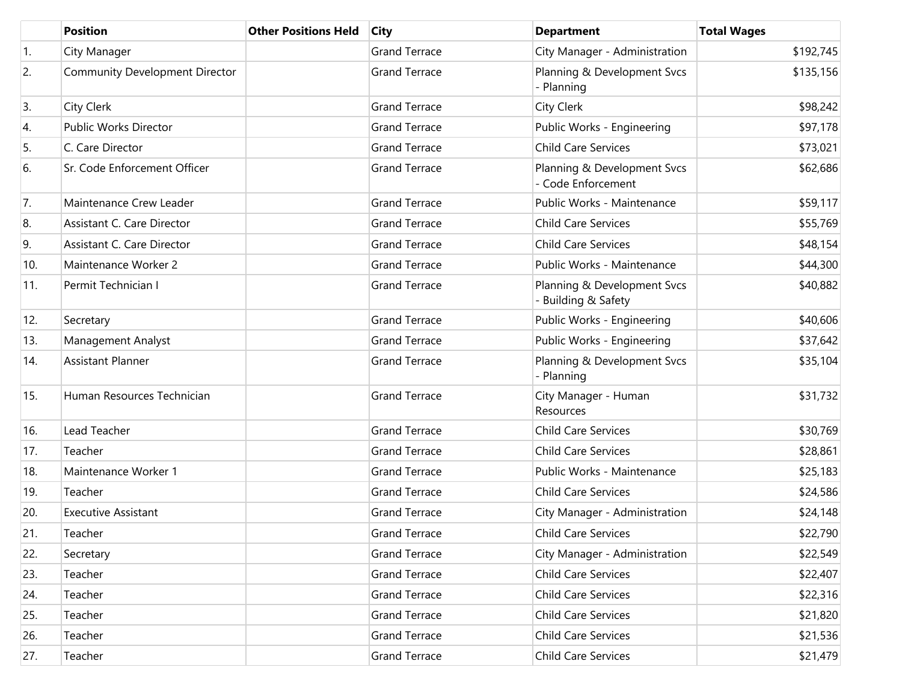| | Position | Other Positions Held | City | Department | Total Wages |
|---|---|---|---|---|---|
| 1. | City Manager | | Grand Terrace | City Manager - Administration | $192,745 |
| 2. | Community Development Director | | Grand Terrace | Planning & Development Svcs - Planning | $135,156 |
| 3. | City Clerk | | Grand Terrace | City Clerk | $98,242 |
| 4. | Public Works Director | | Grand Terrace | Public Works - Engineering | $97,178 |
| 5. | C. Care Director | | Grand Terrace | Child Care Services | $73,021 |
| 6. | Sr. Code Enforcement Officer | | Grand Terrace | Planning & Development Svcs - Code Enforcement | $62,686 |
| 7. | Maintenance Crew Leader | | Grand Terrace | Public Works - Maintenance | $59,117 |
| 8. | Assistant C. Care Director | | Grand Terrace | Child Care Services | $55,769 |
| 9. | Assistant C. Care Director | | Grand Terrace | Child Care Services | $48,154 |
| 10. | Maintenance Worker 2 | | Grand Terrace | Public Works - Maintenance | $44,300 |
| 11. | Permit Technician I | | Grand Terrace | Planning & Development Svcs - Building & Safety | $40,882 |
| 12. | Secretary | | Grand Terrace | Public Works - Engineering | $40,606 |
| 13. | Management Analyst | | Grand Terrace | Public Works - Engineering | $37,642 |
| 14. | Assistant Planner | | Grand Terrace | Planning & Development Svcs - Planning | $35,104 |
| 15. | Human Resources Technician | | Grand Terrace | City Manager - Human Resources | $31,732 |
| 16. | Lead Teacher | | Grand Terrace | Child Care Services | $30,769 |
| 17. | Teacher | | Grand Terrace | Child Care Services | $28,861 |
| 18. | Maintenance Worker 1 | | Grand Terrace | Public Works - Maintenance | $25,183 |
| 19. | Teacher | | Grand Terrace | Child Care Services | $24,586 |
| 20. | Executive Assistant | | Grand Terrace | City Manager - Administration | $24,148 |
| 21. | Teacher | | Grand Terrace | Child Care Services | $22,790 |
| 22. | Secretary | | Grand Terrace | City Manager - Administration | $22,549 |
| 23. | Teacher | | Grand Terrace | Child Care Services | $22,407 |
| 24. | Teacher | | Grand Terrace | Child Care Services | $22,316 |
| 25. | Teacher | | Grand Terrace | Child Care Services | $21,820 |
| 26. | Teacher | | Grand Terrace | Child Care Services | $21,536 |
| 27. | Teacher | | Grand Terrace | Child Care Services | $21,479 |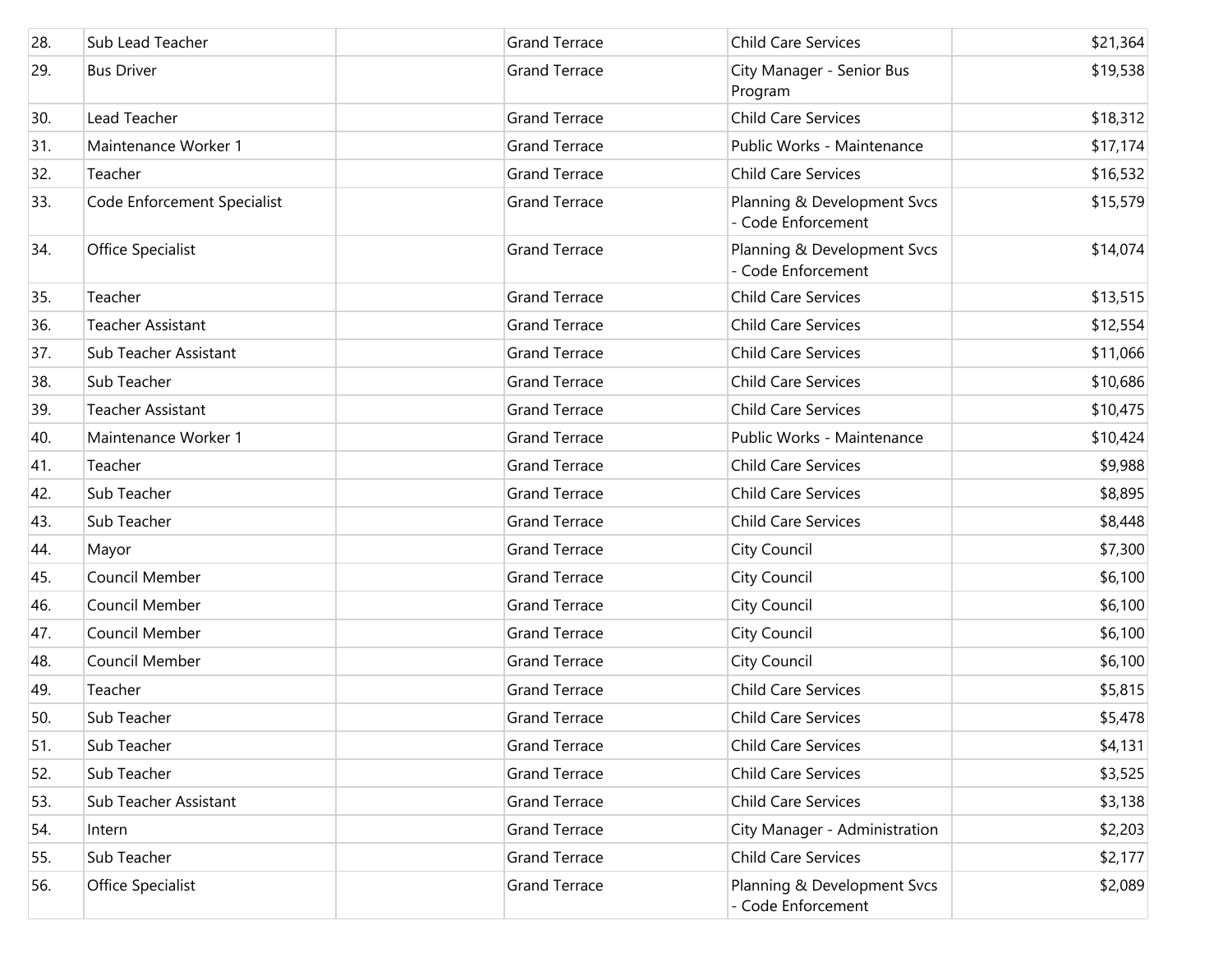| | | | | | |
|---|---|---|---|---|---|
| 28. | Sub Lead Teacher | | Grand Terrace | Child Care Services | $21,364 |
| 29. | Bus Driver | | Grand Terrace | City Manager - Senior Bus Program | $19,538 |
| 30. | Lead Teacher | | Grand Terrace | Child Care Services | $18,312 |
| 31. | Maintenance Worker 1 | | Grand Terrace | Public Works - Maintenance | $17,174 |
| 32. | Teacher | | Grand Terrace | Child Care Services | $16,532 |
| 33. | Code Enforcement Specialist | | Grand Terrace | Planning & Development Svcs - Code Enforcement | $15,579 |
| 34. | Office Specialist | | Grand Terrace | Planning & Development Svcs - Code Enforcement | $14,074 |
| 35. | Teacher | | Grand Terrace | Child Care Services | $13,515 |
| 36. | Teacher Assistant | | Grand Terrace | Child Care Services | $12,554 |
| 37. | Sub Teacher Assistant | | Grand Terrace | Child Care Services | $11,066 |
| 38. | Sub Teacher | | Grand Terrace | Child Care Services | $10,686 |
| 39. | Teacher Assistant | | Grand Terrace | Child Care Services | $10,475 |
| 40. | Maintenance Worker 1 | | Grand Terrace | Public Works - Maintenance | $10,424 |
| 41. | Teacher | | Grand Terrace | Child Care Services | $9,988 |
| 42. | Sub Teacher | | Grand Terrace | Child Care Services | $8,895 |
| 43. | Sub Teacher | | Grand Terrace | Child Care Services | $8,448 |
| 44. | Mayor | | Grand Terrace | City Council | $7,300 |
| 45. | Council Member | | Grand Terrace | City Council | $6,100 |
| 46. | Council Member | | Grand Terrace | City Council | $6,100 |
| 47. | Council Member | | Grand Terrace | City Council | $6,100 |
| 48. | Council Member | | Grand Terrace | City Council | $6,100 |
| 49. | Teacher | | Grand Terrace | Child Care Services | $5,815 |
| 50. | Sub Teacher | | Grand Terrace | Child Care Services | $5,478 |
| 51. | Sub Teacher | | Grand Terrace | Child Care Services | $4,131 |
| 52. | Sub Teacher | | Grand Terrace | Child Care Services | $3,525 |
| 53. | Sub Teacher Assistant | | Grand Terrace | Child Care Services | $3,138 |
| 54. | Intern | | Grand Terrace | City Manager - Administration | $2,203 |
| 55. | Sub Teacher | | Grand Terrace | Child Care Services | $2,177 |
| 56. | Office Specialist | | Grand Terrace | Planning & Development Svcs - Code Enforcement | $2,089 |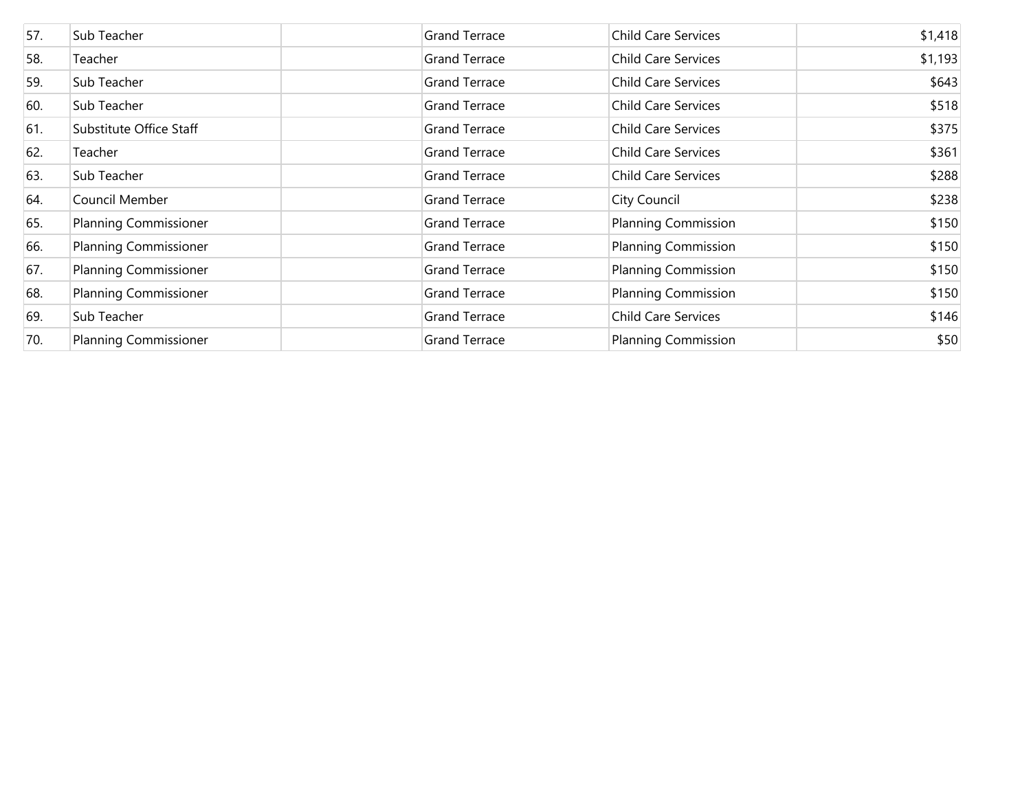| | | | | | |
|---|---|---|---|---|---|
| 57. | Sub Teacher | | Grand Terrace | Child Care Services | $1,418 |
| 58. | Teacher | | Grand Terrace | Child Care Services | $1,193 |
| 59. | Sub Teacher | | Grand Terrace | Child Care Services | $643 |
| 60. | Sub Teacher | | Grand Terrace | Child Care Services | $518 |
| 61. | Substitute Office Staff | | Grand Terrace | Child Care Services | $375 |
| 62. | Teacher | | Grand Terrace | Child Care Services | $361 |
| 63. | Sub Teacher | | Grand Terrace | Child Care Services | $288 |
| 64. | Council Member | | Grand Terrace | City Council | $238 |
| 65. | Planning Commissioner | | Grand Terrace | Planning Commission | $150 |
| 66. | Planning Commissioner | | Grand Terrace | Planning Commission | $150 |
| 67. | Planning Commissioner | | Grand Terrace | Planning Commission | $150 |
| 68. | Planning Commissioner | | Grand Terrace | Planning Commission | $150 |
| 69. | Sub Teacher | | Grand Terrace | Child Care Services | $146 |
| 70. | Planning Commissioner | | Grand Terrace | Planning Commission | $50 |